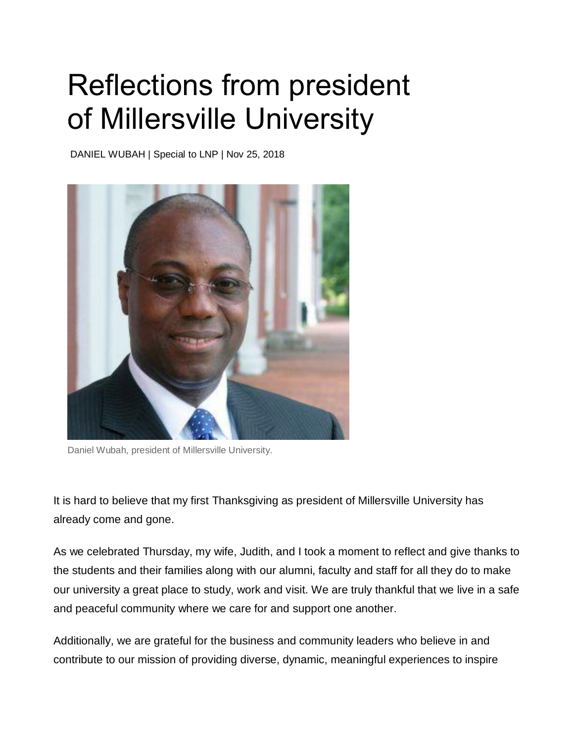# Reflections from president of Millersville University

DANIEL WUBAH | Special to LNP | Nov 25, 2018

Daniel Wubah, president of Millersville University.

It is hard to believe that my first Thanksgiving as president of Millersville University has already come and gone.

As we celebrated Thursday, my wife, Judith, and I took a moment to reflect and give thanks to the students and their families along with our alumni, faculty and staff for all they do to make our university a great place to study, work and visit. We are truly thankful that we live in a safe and peaceful community where we care for and support one another.

Additionally, we are grateful for the business and community leaders who believe in and contribute to our mission of providing diverse, dynamic, meaningful experiences to inspire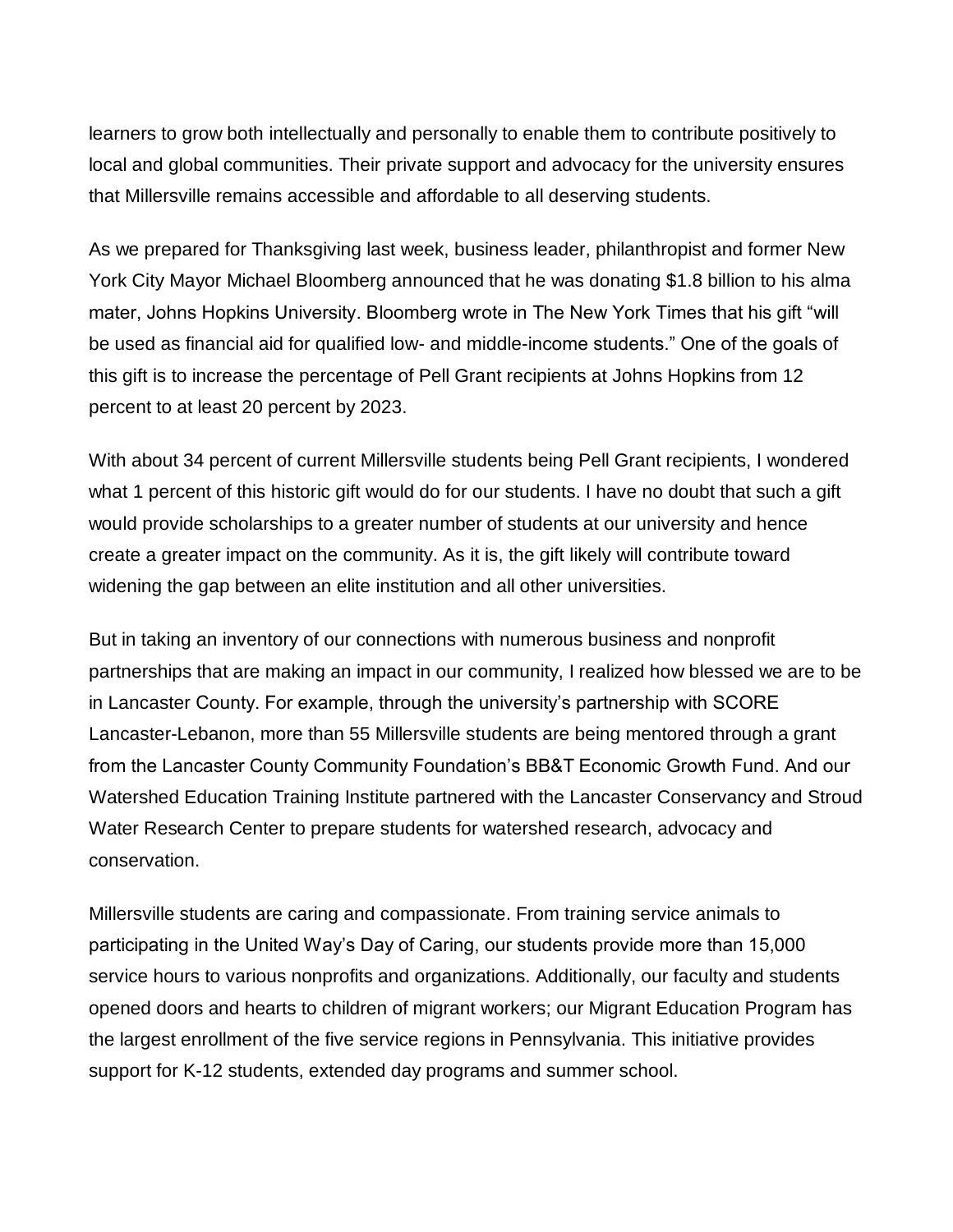learners to grow both intellectually and personally to enable them to contribute positively to local and global communities. Their private support and advocacy for the university ensures that Millersville remains accessible and affordable to all deserving students.

As we prepared for Thanksgiving last week, business leader, philanthropist and former New York City Mayor Michael Bloomberg announced that he was donating $1.8 billion to his alma mater, Johns Hopkins University. Bloomberg wrote in The New York Times that his gift "will be used as financial aid for qualified low- and middle-income students." One of the goals of this gift is to increase the percentage of Pell Grant recipients at Johns Hopkins from 12 percent to at least 20 percent by 2023.

With about 34 percent of current Millersville students being Pell Grant recipients, I wondered what 1 percent of this historic gift would do for our students. I have no doubt that such a gift would provide scholarships to a greater number of students at our university and hence create a greater impact on the community. As it is, the gift likely will contribute toward widening the gap between an elite institution and all other universities.

But in taking an inventory of our connections with numerous business and nonprofit partnerships that are making an impact in our community, I realized how blessed we are to be in Lancaster County. For example, through the university's partnership with SCORE Lancaster-Lebanon, more than 55 Millersville students are being mentored through a grant from the Lancaster County Community Foundation's BB&T Economic Growth Fund. And our Watershed Education Training Institute partnered with the Lancaster Conservancy and Stroud Water Research Center to prepare students for watershed research, advocacy and conservation.

Millersville students are caring and compassionate. From training service animals to participating in the United Way's Day of Caring, our students provide more than 15,000 service hours to various nonprofits and organizations. Additionally, our faculty and students opened doors and hearts to children of migrant workers; our Migrant Education Program has the largest enrollment of the five service regions in Pennsylvania. This initiative provides support for K-12 students, extended day programs and summer school.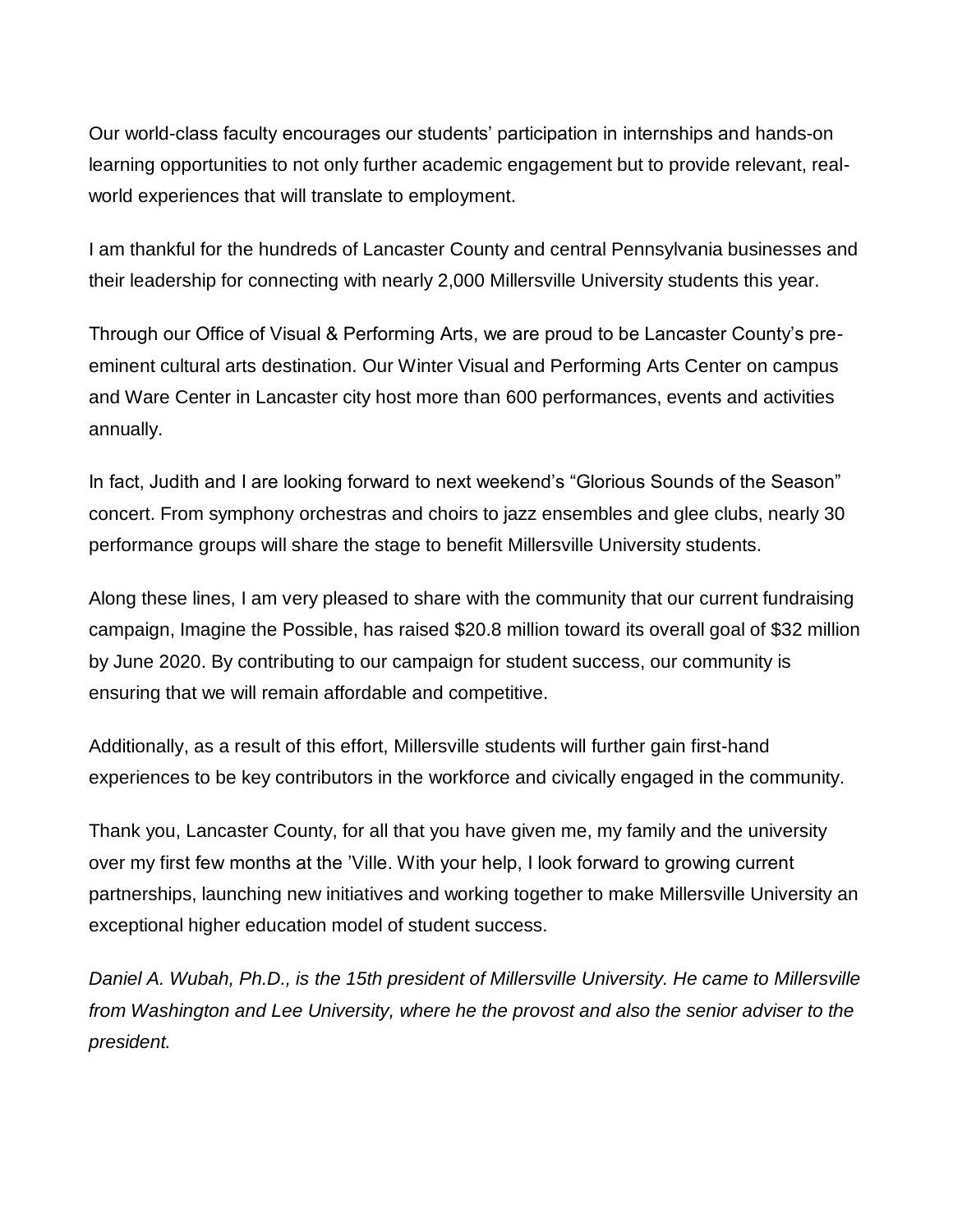Our world-class faculty encourages our students' participation in internships and hands-on learning opportunities to not only further academic engagement but to provide relevant, real-world experiences that will translate to employment.

I am thankful for the hundreds of Lancaster County and central Pennsylvania businesses and their leadership for connecting with nearly 2,000 Millersville University students this year.

Through our Office of Visual & Performing Arts, we are proud to be Lancaster County's pre-eminent cultural arts destination. Our Winter Visual and Performing Arts Center on campus and Ware Center in Lancaster city host more than 600 performances, events and activities annually.

In fact, Judith and I are looking forward to next weekend's "Glorious Sounds of the Season" concert. From symphony orchestras and choirs to jazz ensembles and glee clubs, nearly 30 performance groups will share the stage to benefit Millersville University students.

Along these lines, I am very pleased to share with the community that our current fundraising campaign, Imagine the Possible, has raised $20.8 million toward its overall goal of $32 million by June 2020. By contributing to our campaign for student success, our community is ensuring that we will remain affordable and competitive.

Additionally, as a result of this effort, Millersville students will further gain first-hand experiences to be key contributors in the workforce and civically engaged in the community.

Thank you, Lancaster County, for all that you have given me, my family and the university over my first few months at the 'Ville. With your help, I look forward to growing current partnerships, launching new initiatives and working together to make Millersville University an exceptional higher education model of student success.

*Daniel A. Wubah, Ph.D., is the 15th president of Millersville University. He came to Millersville from Washington and Lee University, where he the provost and also the senior adviser to the president.*